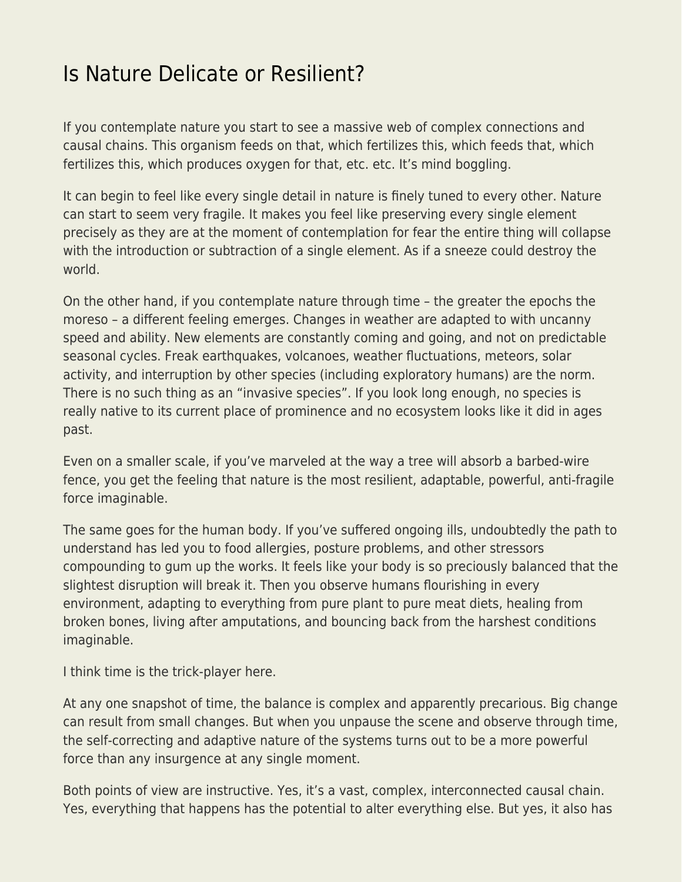# Is Nature Delicate or Resilient?

If you contemplate nature you start to see a massive web of complex connections and causal chains. This organism feeds on that, which fertilizes this, which feeds that, which fertilizes this, which produces oxygen for that, etc. etc. It's mind boggling.

It can begin to feel like every single detail in nature is finely tuned to every other. Nature can start to seem very fragile. It makes you feel like preserving every single element precisely as they are at the moment of contemplation for fear the entire thing will collapse with the introduction or subtraction of a single element. As if a sneeze could destroy the world.

On the other hand, if you contemplate nature through time – the greater the epochs the moreso – a different feeling emerges. Changes in weather are adapted to with uncanny speed and ability. New elements are constantly coming and going, and not on predictable seasonal cycles. Freak earthquakes, volcanoes, weather fluctuations, meteors, solar activity, and interruption by other species (including exploratory humans) are the norm. There is no such thing as an "invasive species". If you look long enough, no species is really native to its current place of prominence and no ecosystem looks like it did in ages past.

Even on a smaller scale, if you've marveled at the way a tree will absorb a barbed-wire fence, you get the feeling that nature is the most resilient, adaptable, powerful, anti-fragile force imaginable.

The same goes for the human body. If you've suffered ongoing ills, undoubtedly the path to understand has led you to food allergies, posture problems, and other stressors compounding to gum up the works. It feels like your body is so preciously balanced that the slightest disruption will break it. Then you observe humans flourishing in every environment, adapting to everything from pure plant to pure meat diets, healing from broken bones, living after amputations, and bouncing back from the harshest conditions imaginable.

I think time is the trick-player here.

At any one snapshot of time, the balance is complex and apparently precarious. Big change can result from small changes. But when you unpause the scene and observe through time, the self-correcting and adaptive nature of the systems turns out to be a more powerful force than any insurgence at any single moment.

Both points of view are instructive. Yes, it's a vast, complex, interconnected causal chain. Yes, everything that happens has the potential to alter everything else. But yes, it also has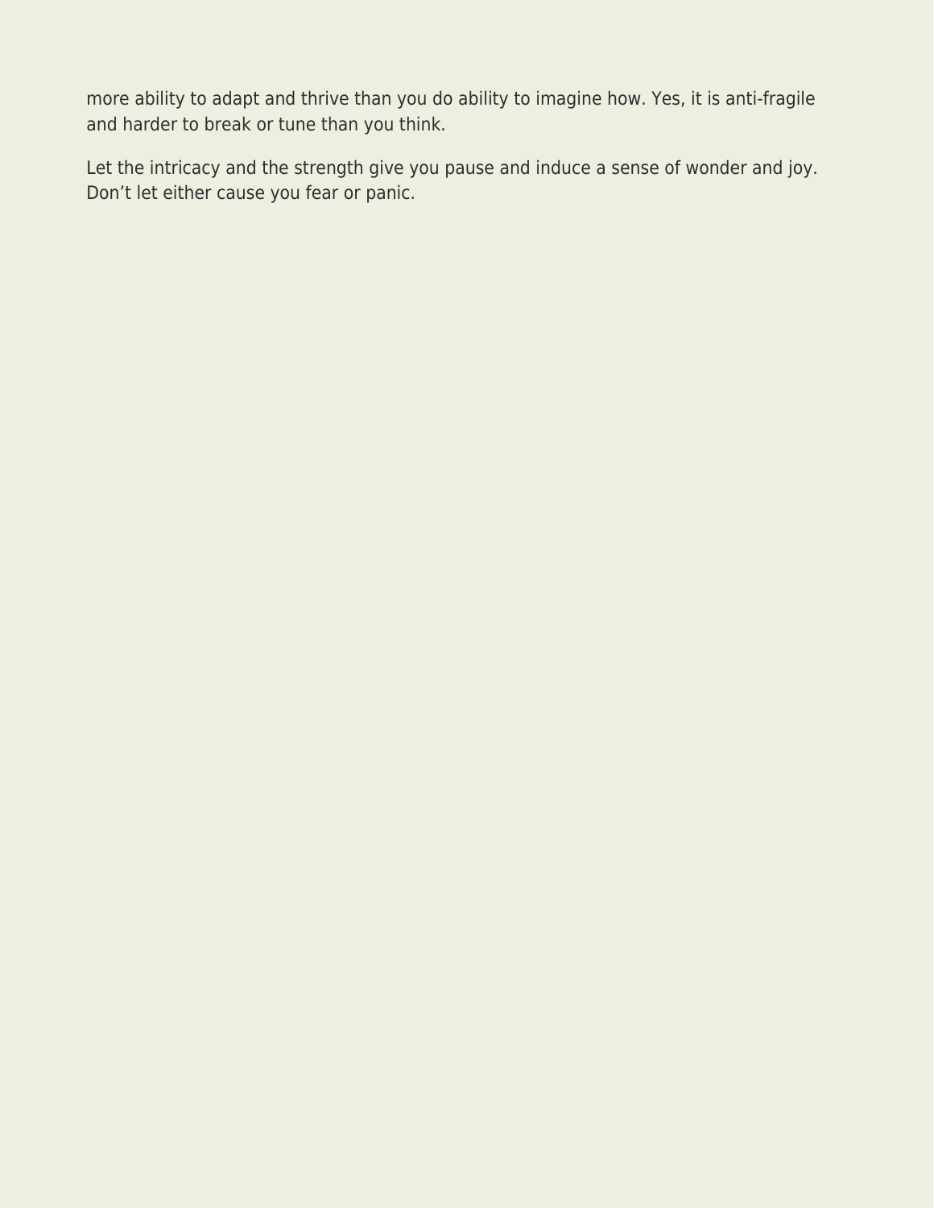more ability to adapt and thrive than you do ability to imagine how. Yes, it is anti-fragile and harder to break or tune than you think.

Let the intricacy and the strength give you pause and induce a sense of wonder and joy. Don’t let either cause you fear or panic.